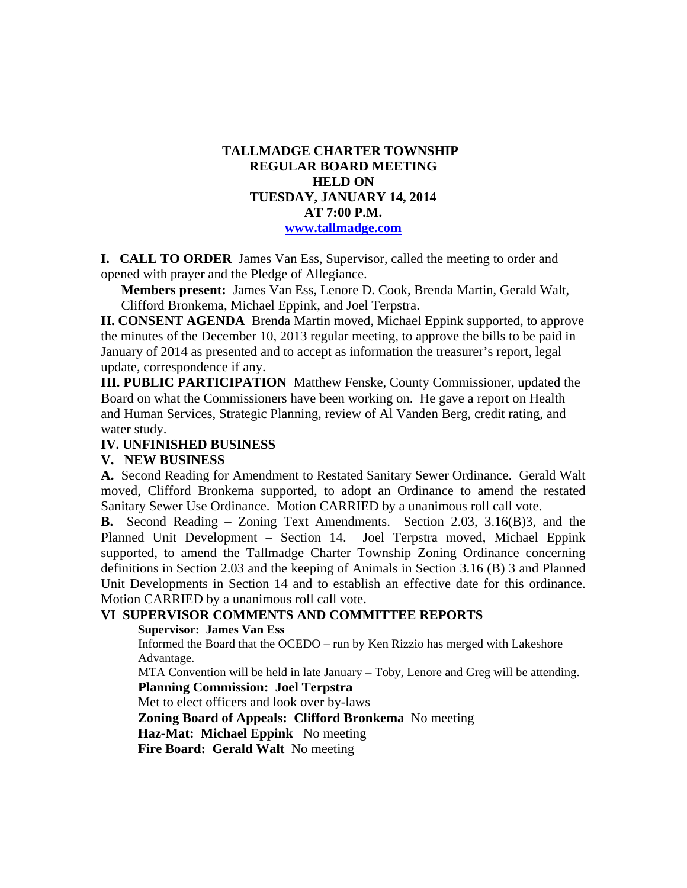# TALLMADGE CHARTER TOWNSHIP
# REGULAR BOARD MEETING
# HELD ON
# TUESDAY, JANUARY 14, 2014
# AT 7:00 P.M.

www.tallmadge.com

**I. CALL TO ORDER** James Van Ess, Supervisor, called the meeting to order and opened with prayer and the Pledge of Allegiance.

**Members present:** James Van Ess, Lenore D. Cook, Brenda Martin, Gerald Walt, Clifford Bronkema, Michael Eppink, and Joel Terpstra.

**II. CONSENT AGENDA** Brenda Martin moved, Michael Eppink supported, to approve the minutes of the December 10, 2013 regular meeting, to approve the bills to be paid in January of 2014 as presented and to accept as information the treasurer's report, legal update, correspondence if any.

**III. PUBLIC PARTICIPATION** Matthew Fenske, County Commissioner, updated the Board on what the Commissioners have been working on. He gave a report on Health and Human Services, Strategic Planning, review of Al Vanden Berg, credit rating, and water study.

**IV. UNFINISHED BUSINESS**

**V. NEW BUSINESS**

**A.** Second Reading for Amendment to Restated Sanitary Sewer Ordinance. Gerald Walt moved, Clifford Bronkema supported, to adopt an Ordinance to amend the restated Sanitary Sewer Use Ordinance. Motion CARRIED by a unanimous roll call vote.

**B.** Second Reading – Zoning Text Amendments. Section 2.03, 3.16(B)3, and the Planned Unit Development – Section 14. Joel Terpstra moved, Michael Eppink supported, to amend the Tallmadge Charter Township Zoning Ordinance concerning definitions in Section 2.03 and the keeping of Animals in Section 3.16 (B) 3 and Planned Unit Developments in Section 14 and to establish an effective date for this ordinance. Motion CARRIED by a unanimous roll call vote.

**VI SUPERVISOR COMMENTS AND COMMITTEE REPORTS**

**Supervisor: James Van Ess**

Informed the Board that the OCEDO – run by Ken Rizzio has merged with Lakeshore Advantage.

MTA Convention will be held in late January – Toby, Lenore and Greg will be attending.

**Planning Commission: Joel Terpstra**

Met to elect officers and look over by-laws

**Zoning Board of Appeals: Clifford Bronkema** No meeting

**Haz-Mat: Michael Eppink** No meeting

**Fire Board: Gerald Walt** No meeting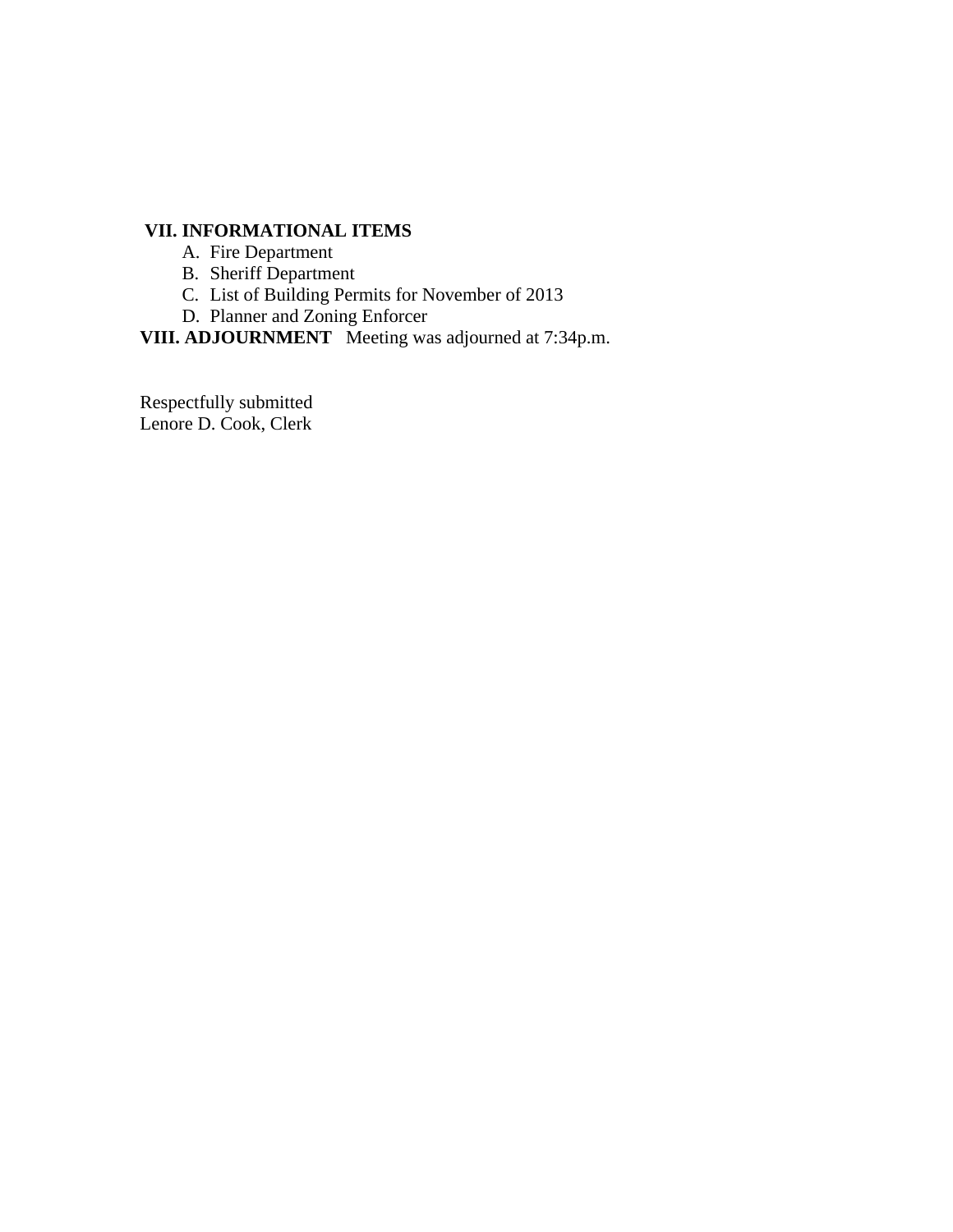**VII. INFORMATIONAL ITEMS**

A. Fire Department
B. Sheriff Department
C. List of Building Permits for November of 2013
D. Planner and Zoning Enforcer

**VIII. ADJOURNMENT** Meeting was adjourned at 7:34p.m.

Respectfully submitted
Lenore D. Cook, Clerk